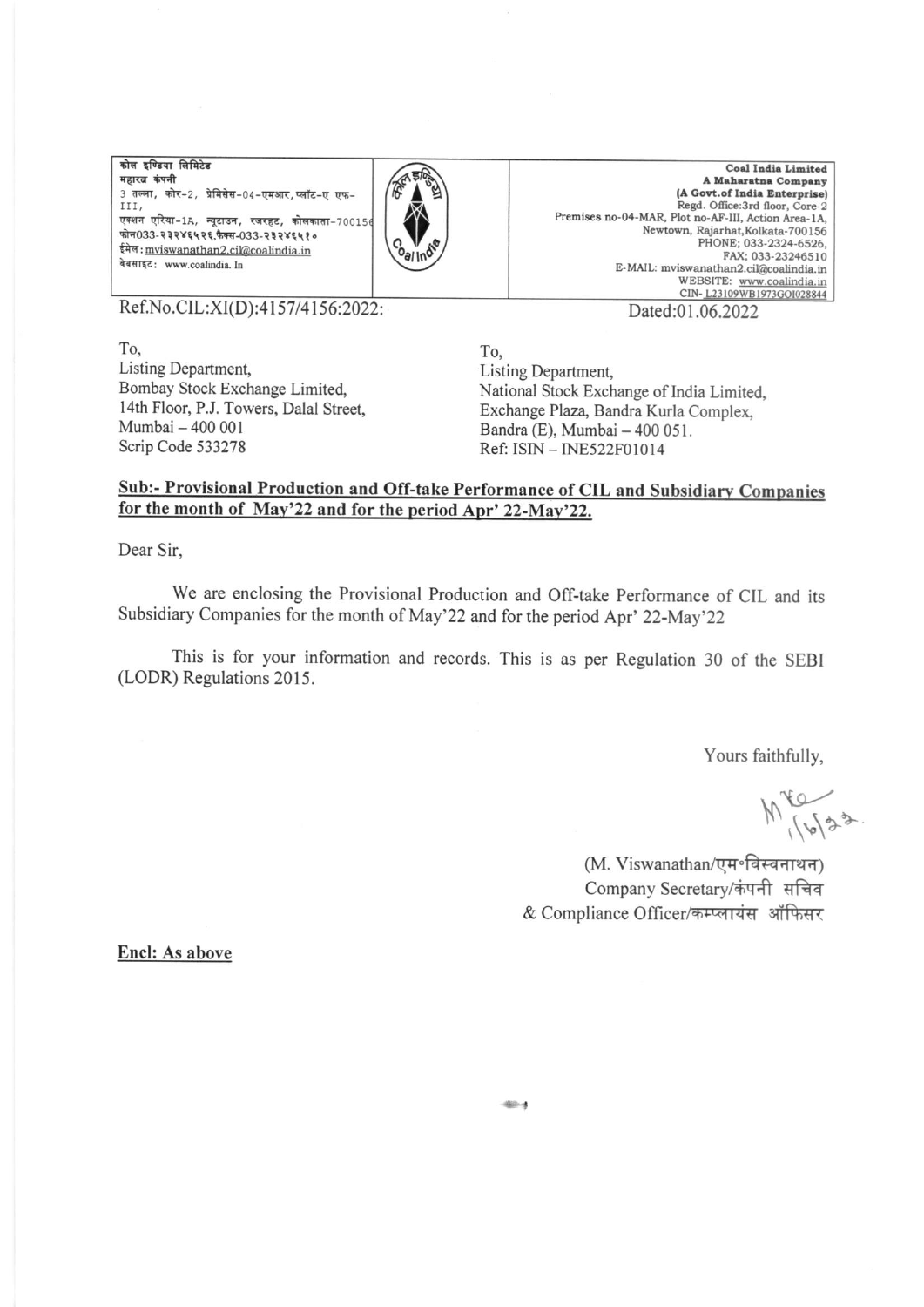कोल इण्डिया लिमिटेड
महारत्न कंपनी
3 तल्ला, कोर-2, प्रेमिसेस-04-एमआर, प्लॉट-ए एफ-III,
एक्शन एरिया-1A, न्यूटाउन, रजरहट, कोलकाता-700156
फोन033-२३२४६५२६,फैक्स-033-२३२४६५१०
ईमेल: mviswanathan2.cil@coalindia.in
वेबसाइट: www.coalindia.In

**Coal India Limited**
**A Maharatna Company**
**(A Govt.of India Enterprise)**
Regd. Office:3rd floor, Core-2
Premises no-04-MAR, Plot no-AF-III, Action Area-1A,
Newtown, Rajarhat,Kolkata-700156
PHONE; 033-2324-6526,
FAX; 033-23246510
E-MAIL: mviswanathan2.cil@coalindia.in
WEBSITE: www.coalindia.in
CIN- L23109WB1973GOI028844

Ref.No.CIL:XI(D):4157/4156:2022:

Dated:01.06.2022

To,
Listing Department,
Bombay Stock Exchange Limited,
14th Floor, P.J. Towers, Dalal Street,
Mumbai – 400 001
Scrip Code 533278

To,
Listing Department,
National Stock Exchange of India Limited,
Exchange Plaza, Bandra Kurla Complex,
Bandra (E), Mumbai – 400 051.
Ref: ISIN – INE522F01014

**Sub:- Provisional Production and Off-take Performance of CIL and Subsidiary Companies for the month of May'22 and for the period Apr' 22-May'22.**

Dear Sir,

We are enclosing the Provisional Production and Off-take Performance of CIL and its Subsidiary Companies for the month of May'22 and for the period Apr' 22-May'22

This is for your information and records. This is as per Regulation 30 of the SEBI (LODR) Regulations 2015.

Yours faithfully,

(M. Viswanathan/एम॰विस्वनाथन)
Company Secretary/कंपनी सचिव
& Compliance Officer/कम्प्लायंस ऑफिसर

**Encl: As above**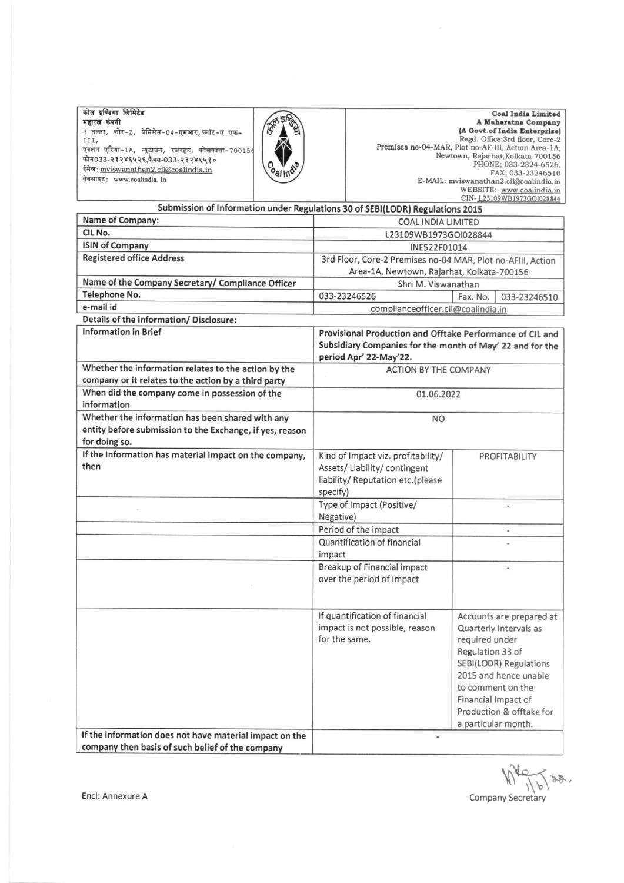| कोल इण्डिया लिमिटेड<br>महारत्न कंपनी<br>3 तल्ला, कोर-2, प्रेमिसेस-04-एमआर, प्लॉट-ए एफ-III,<br>एक्शन एरिया-1A, न्यूटाउन, रजरहट, कोलकाता-700156<br>फोन033-२३२४६५२६,फैक्स-033-२३२४६५१०<br>ईमेल: mviswanathan2.cil@coalindia.in<br>वेबसाइट: www.coalindia. In | | **Coal India Limited**<br>**A Maharatna Company**<br>**(A Govt.of India Enterprise)**<br>Regd. Office:3rd floor, Core-2<br>Premises no-04-MAR, Plot no-AF-III, Action Area-1A,<br>Newtown, Rajarhat,Kolkata-700156<br>PHONE; 033-2324-6526,<br>FAX; 033-23246510<br>E-MAIL: mviswanathan2.cil@coalindia.in<br>WEBSITE: www.coalindia.in<br>CIN- L23109WB1973GOI028844 |
|---|---|---|

## Submission of Information under Regulations 30 of SEBI(LODR) Regulations 2015

| | | | |
|---|---|---|---|
| **Name of Company:** | COAL INDIA LIMITED | | |
| **CIL No.** | L23109WB1973GOI028844 | | |
| **ISIN of Company** | INE522F01014 | | |
| **Registered office Address** | 3rd Floor, Core-2 Premises no-04 MAR, Plot no-AFIII, Action Area-1A, Newtown, Rajarhat, Kolkata-700156 | | |
| **Name of the Company Secretary/ Compliance Officer** | Shri M. Viswanathan | | |
| **Telephone No.** | 033-23246526 | Fax. No. | 033-23246510 |
| **e-mail id** | complianceofficer.cil@coalindia.in | | |

**Details of the information/ Disclosure:**

| | | |
|---|---|---|
| **Information in Brief** | **Provisional Production and Offtake Performance of CIL and Subsidiary Companies for the month of May' 22 and for the period Apr' 22-May'22.** | |
| **Whether the information relates to the action by the company or it relates to the action by a third party** | ACTION BY THE COMPANY | |
| **When did the company come in possession of the information** | 01.06.2022 | |
| **Whether the information has been shared with any entity before submission to the Exchange, if yes, reason for doing so.** | NO | |
| **If the Information has material impact on the company, then** | Kind of Impact viz. profitability/ Assets/ Liability/ contingent liability/ Reputation etc.(please specify) | PROFITABILITY |
| | Type of Impact (Positive/ Negative) | - |
| | Period of the impact | - |
| | Quantification of financial impact | - |
| | Breakup of Financial impact over the period of impact | - |
| | If quantification of financial impact is not possible, reason for the same. | Accounts are prepared at Quarterly Intervals as required under Regulation 33 of SEBI(LODR) Regulations 2015 and hence unable to comment on the Financial Impact of Production & offtake for a particular month. |
| **If the information does not have material impact on the company then basis of such belief of the company** | - | |

Encl: Annexure A

Company Secretary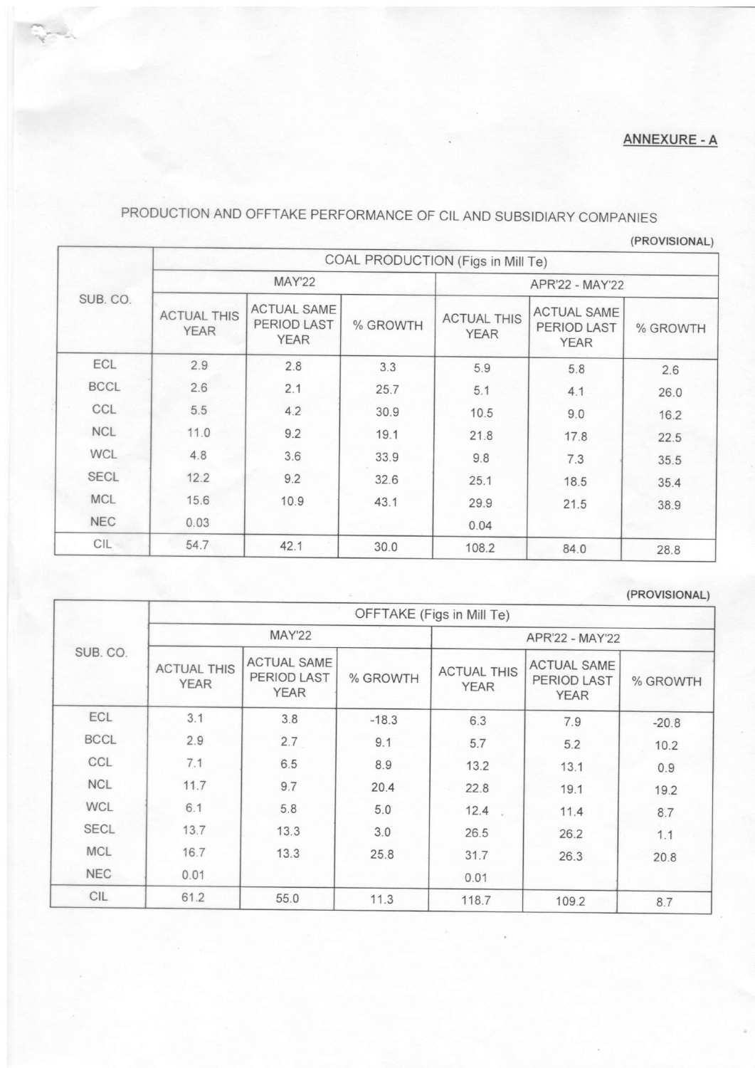**ANNEXURE - A**

## PRODUCTION AND OFFTAKE PERFORMANCE OF CIL AND SUBSIDIARY COMPANIES

(PROVISIONAL)

| SUB. CO. | COAL PRODUCTION (Figs in Mill Te) | | | | | |
|---|---|---|---|---|---|---|
| | MAY'22 | | | APR'22 - MAY'22 | | |
| | ACTUAL THIS YEAR | ACTUAL SAME PERIOD LAST YEAR | % GROWTH | ACTUAL THIS YEAR | ACTUAL SAME PERIOD LAST YEAR | % GROWTH |
| ECL | 2.9 | 2.8 | 3.3 | 5.9 | 5.8 | 2.6 |
| BCCL | 2.6 | 2.1 | 25.7 | 5.1 | 4.1 | 26.0 |
| CCL | 5.5 | 4.2 | 30.9 | 10.5 | 9.0 | 16.2 |
| NCL | 11.0 | 9.2 | 19.1 | 21.8 | 17.8 | 22.5 |
| WCL | 4.8 | 3.6 | 33.9 | 9.8 | 7.3 | 35.5 |
| SECL | 12.2 | 9.2 | 32.6 | 25.1 | 18.5 | 35.4 |
| MCL | 15.6 | 10.9 | 43.1 | 29.9 | 21.5 | 38.9 |
| NEC | 0.03 | | | 0.04 | | |
| CIL | 54.7 | 42.1 | 30.0 | 108.2 | 84.0 | 28.8 |

(PROVISIONAL)

| SUB. CO. | OFFTAKE (Figs in Mill Te) | | | | | |
|---|---|---|---|---|---|---|
| | MAY'22 | | | APR'22 - MAY'22 | | |
| | ACTUAL THIS YEAR | ACTUAL SAME PERIOD LAST YEAR | % GROWTH | ACTUAL THIS YEAR | ACTUAL SAME PERIOD LAST YEAR | % GROWTH |
| ECL | 3.1 | 3.8 | -18.3 | 6.3 | 7.9 | -20.8 |
| BCCL | 2.9 | 2.7 | 9.1 | 5.7 | 5.2 | 10.2 |
| CCL | 7.1 | 6.5 | 8.9 | 13.2 | 13.1 | 0.9 |
| NCL | 11.7 | 9.7 | 20.4 | 22.8 | 19.1 | 19.2 |
| WCL | 6.1 | 5.8 | 5.0 | 12.4 | 11.4 | 8.7 |
| SECL | 13.7 | 13.3 | 3.0 | 26.5 | 26.2 | 1.1 |
| MCL | 16.7 | 13.3 | 25.8 | 31.7 | 26.3 | 20.8 |
| NEC | 0.01 | | | 0.01 | | |
| CIL | 61.2 | 55.0 | 11.3 | 118.7 | 109.2 | 8.7 |